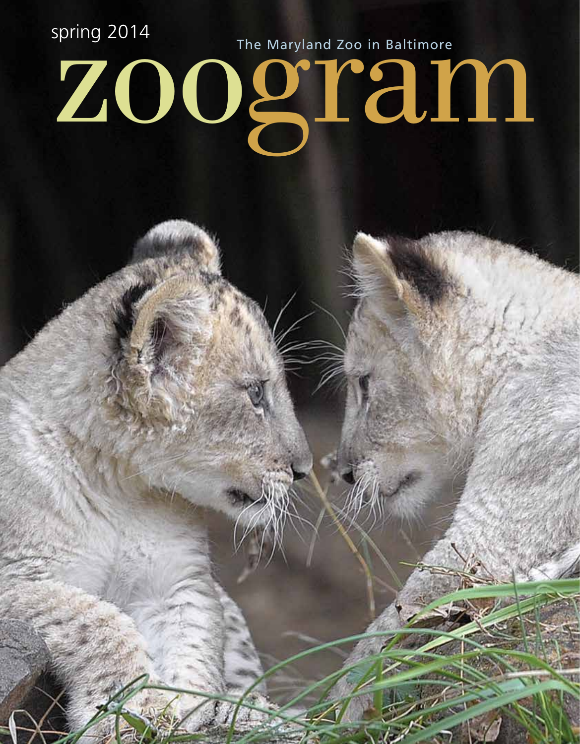spring 2014

The Maryland Zoo in Baltimore

# zoogram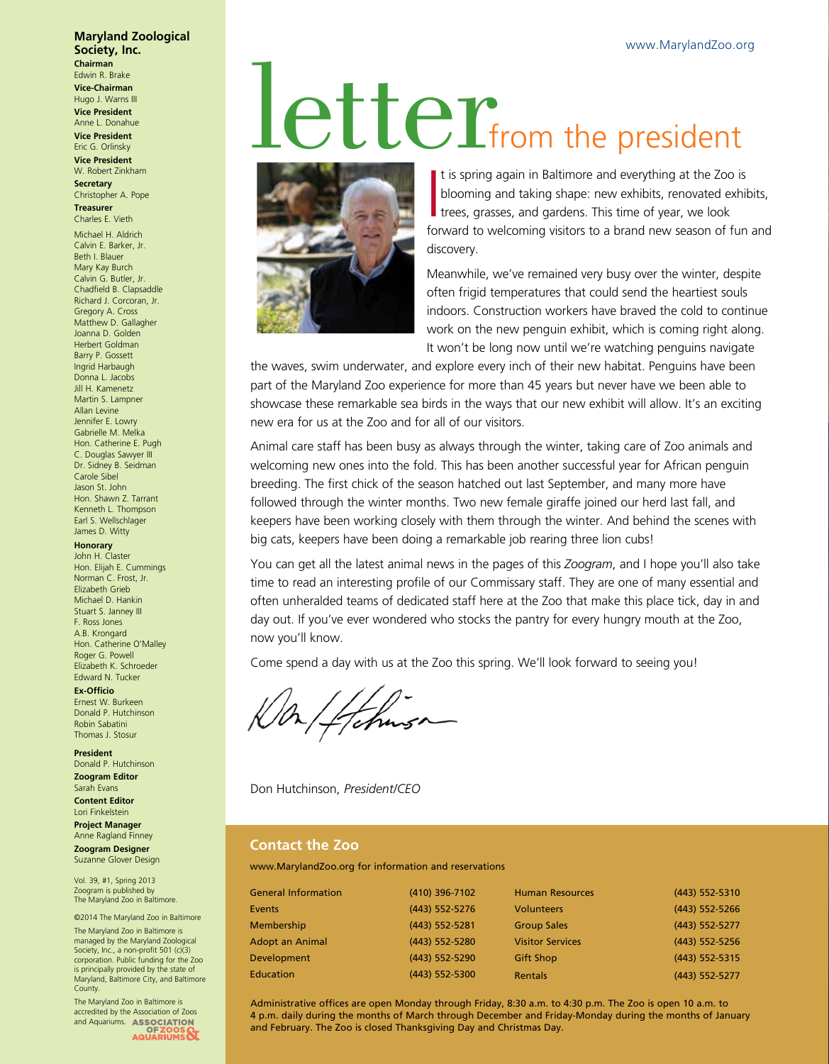# letter from the president

It is spring again in Baltimore and everything at the Zoo is blooming and taking shape: new exhibits, renovated exhibits, trees, grasses, and gardens. This time of year, we look forward to welcoming visitors to a brand new season of fun and discovery.

Meanwhile, we've remained very busy over the winter, despite often frigid temperatures that could send the heartiest souls indoors. Construction workers have braved the cold to continue work on the new penguin exhibit, which is coming right along. It won't be long now until we're watching penguins navigate the waves, swim underwater, and explore every inch of their new habitat. Penguins have been part of the Maryland Zoo experience for more than 45 years but never have we been able to showcase these remarkable sea birds in the ways that our new exhibit will allow. It's an exciting new era for us at the Zoo and for all of our visitors.

Animal care staff has been busy as always through the winter, taking care of Zoo animals and welcoming new ones into the fold. This has been another successful year for African penguin breeding. The first chick of the season hatched out last September, and many more have followed through the winter months. Two new female giraffe joined our herd last fall, and keepers have been working closely with them through the winter. And behind the scenes with big cats, keepers have been doing a remarkable job rearing three lion cubs!

You can get all the latest animal news in the pages of this *Zoogram*, and I hope you'll also take time to read an interesting profile of our Commissary staff. They are one of many essential and often unheralded teams of dedicated staff here at the Zoo that make this place tick, day in and day out. If you've ever wondered who stocks the pantry for every hungry mouth at the Zoo, now you'll know.

Come spend a day with us at the Zoo this spring. We'll look forward to seeing you!

Don Hutchinson, *President/CEO*

## Contact the Zoo

www.MarylandZoo.org for information and reservations

| | | | |
|---|---|---|---|
| General Information | (410) 396-7102 | Human Resources | (443) 552-5310 |
| Events | (443) 552-5276 | Volunteers | (443) 552-5266 |
| Membership | (443) 552-5281 | Group Sales | (443) 552-5277 |
| Adopt an Animal | (443) 552-5280 | Visitor Services | (443) 552-5256 |
| Development | (443) 552-5290 | Gift Shop | (443) 552-5315 |
| Education | (443) 552-5300 | Rentals | (443) 552-5277 |

Administrative offices are open Monday through Friday, 8:30 a.m. to 4:30 p.m. The Zoo is open 10 a.m. to 4 p.m. daily during the months of March through December and Friday-Monday during the months of January and February. The Zoo is closed Thanksgiving Day and Christmas Day.

**Maryland Zoological Society, Inc.**

**Chairman**
Edwin R. Brake

**Vice-Chairman**
Hugo J. Warns III

**Vice President**
Anne L. Donahue

**Vice President**
Eric G. Orlinsky

**Vice President**
W. Robert Zinkham

**Secretary**
Christopher A. Pope

**Treasurer**
Charles E. Vieth

Michael H. Aldrich
Calvin E. Barker, Jr.
Beth I. Blauer
Mary Kay Burch
Calvin G. Butler, Jr.
Chadfield B. Clapsaddle
Richard J. Corcoran, Jr.
Gregory A. Cross
Matthew D. Gallagher
Joanna D. Golden
Herbert Goldman
Barry P. Gossett
Ingrid Harbaugh
Donna L. Jacobs
Jill H. Kamenetz
Martin S. Lampner
Allan Levine
Jennifer E. Lowry
Gabrielle M. Melka
Hon. Catherine E. Pugh
C. Douglas Sawyer III
Dr. Sidney B. Seidman
Carole Sibel
Jason St. John
Hon. Shawn Z. Tarrant
Kenneth L. Thompson
Earl S. Wellschlager
James D. Witty

**Honorary**
John H. Claster
Hon. Elijah E. Cummings
Norman C. Frost, Jr.
Elizabeth Grieb
Michael D. Hankin
Stuart S. Janney III
F. Ross Jones
A.B. Krongard
Hon. Catherine O'Malley
Roger G. Powell
Elizabeth K. Schroeder
Edward N. Tucker

**Ex-Officio**
Ernest W. Burkeen
Donald P. Hutchinson
Robin Sabatini
Thomas J. Stosur

**President**
Donald P. Hutchinson

**Zoogram Editor**
Sarah Evans

**Content Editor**
Lori Finkelstein

**Project Manager**
Anne Ragland Finney

**Zoogram Designer**
Suzanne Glover Design

Vol. 39, #1, Spring 2013
Zoogram is published by The Maryland Zoo in Baltimore.

©2014 The Maryland Zoo in Baltimore

The Maryland Zoo in Baltimore is managed by the Maryland Zoological Society, Inc., a non-profit 501 (c)(3) corporation. Public funding for the Zoo is principally provided by the state of Maryland, Baltimore City, and Baltimore County.

The Maryland Zoo in Baltimore is accredited by the Association of Zoos and Aquariums.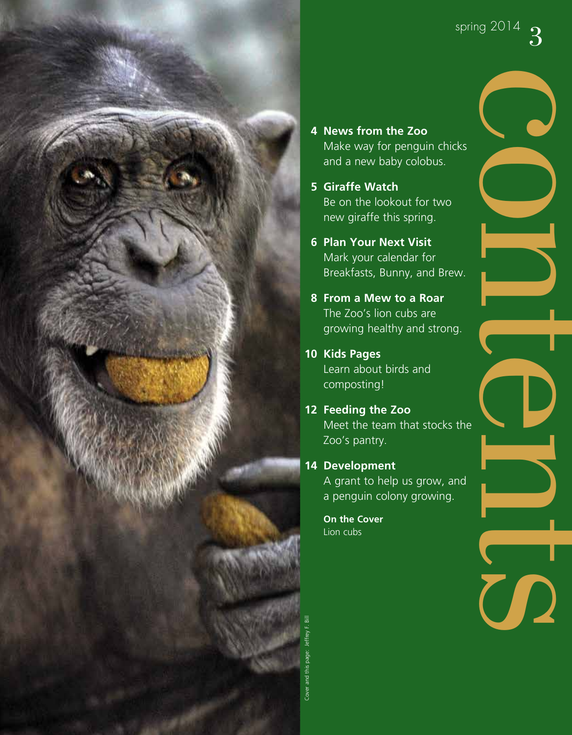# contents

spring 2014

**4 News from the Zoo**
Make way for penguin chicks and a new baby colobus.

**5 Giraffe Watch**
Be on the lookout for two new giraffe this spring.

**6 Plan Your Next Visit**
Mark your calendar for Breakfasts, Bunny, and Brew.

**8 From a Mew to a Roar**
The Zoo's lion cubs are growing healthy and strong.

**10 Kids Pages**
Learn about birds and composting!

**12 Feeding the Zoo**
Meet the team that stocks the Zoo's pantry.

**14 Development**
A grant to help us grow, and a penguin colony growing.

**On the Cover**
Lion cubs

Cover and this page: Jeffrey F. Bill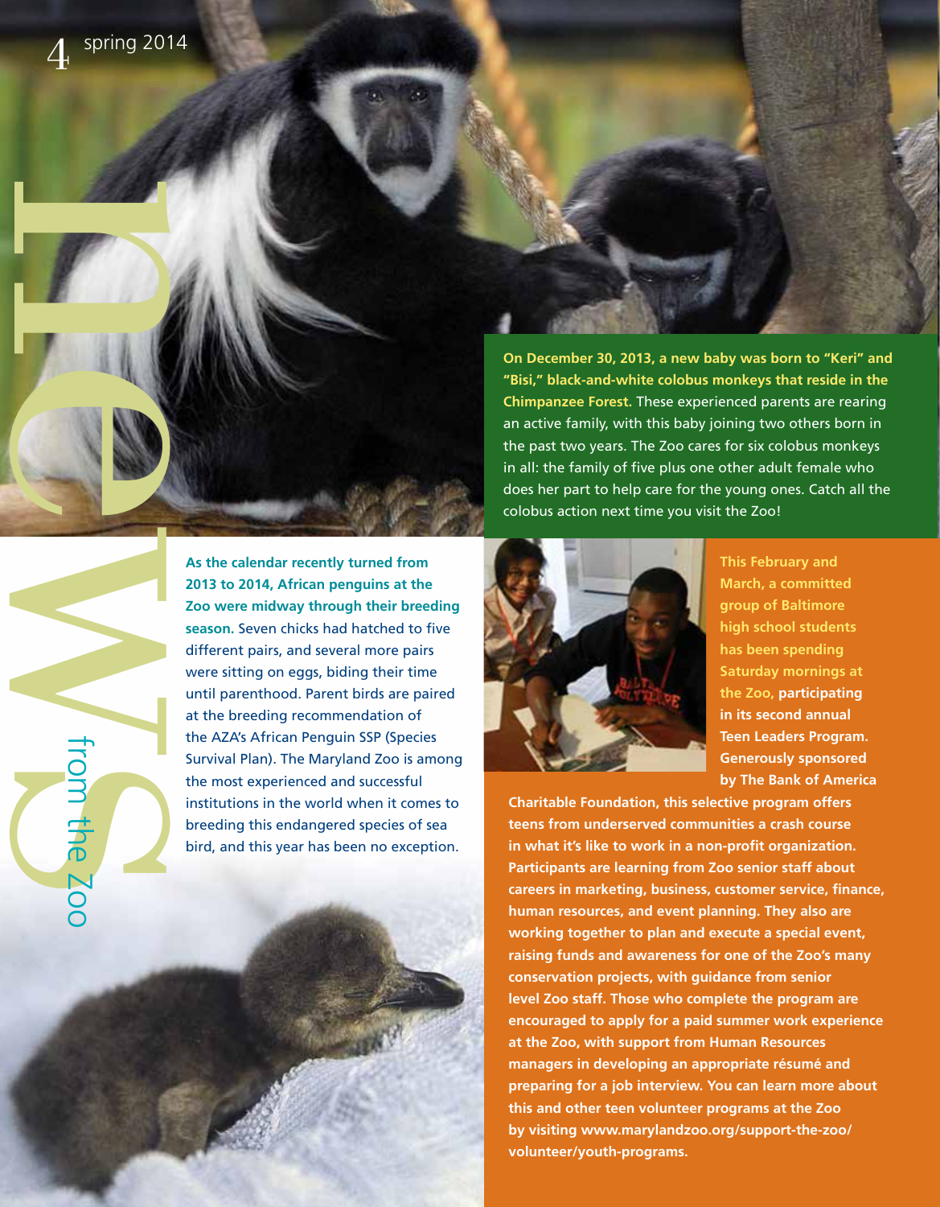# news from the Zoo

**On December 30, 2013, a new baby was born to "Keri" and "Bisi," black-and-white colobus monkeys that reside in the Chimpanzee Forest.** These experienced parents are rearing an active family, with this baby joining two others born in the past two years. The Zoo cares for six colobus monkeys in all: the family of five plus one other adult female who does her part to help care for the young ones. Catch all the colobus action next time you visit the Zoo!

**As the calendar recently turned from 2013 to 2014, African penguins at the Zoo were midway through their breeding season.** Seven chicks had hatched to five different pairs, and several more pairs were sitting on eggs, biding their time until parenthood. Parent birds are paired at the breeding recommendation of the AZA's African Penguin SSP (Species Survival Plan). The Maryland Zoo is among the most experienced and successful institutions in the world when it comes to breeding this endangered species of sea bird, and this year has been no exception.

**This February and March, a committed group of Baltimore high school students has been spending Saturday mornings at the Zoo, participating in its second annual Teen Leaders Program. Generously sponsored by The Bank of America Charitable Foundation, this selective program offers teens from underserved communities a crash course in what it's like to work in a non-profit organization. Participants are learning from Zoo senior staff about careers in marketing, business, customer service, finance, human resources, and event planning. They also are working together to plan and execute a special event, raising funds and awareness for one of the Zoo's many conservation projects, with guidance from senior level Zoo staff. Those who complete the program are encouraged to apply for a paid summer work experience at the Zoo, with support from Human Resources managers in developing an appropriate résumé and preparing for a job interview. You can learn more about this and other teen volunteer programs at the Zoo by visiting www.marylandzoo.org/support-the-zoo/volunteer/youth-programs.**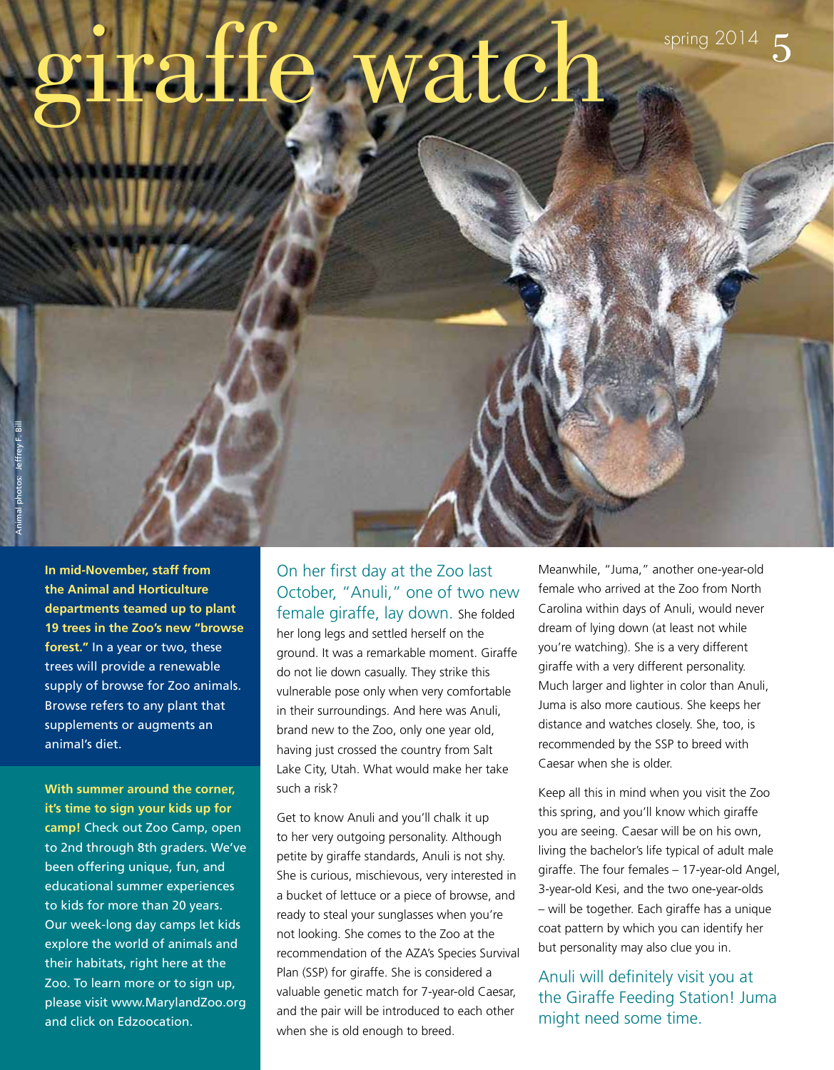# giraffe watch

Animal photos: Jeffrey F. Bill

**In mid-November, staff from the Animal and Horticulture departments teamed up to plant 19 trees in the Zoo's new "browse forest."** In a year or two, these trees will provide a renewable supply of browse for Zoo animals. Browse refers to any plant that supplements or augments an animal's diet.

**With summer around the corner, it's time to sign your kids up for camp!** Check out Zoo Camp, open to 2nd through 8th graders. We've been offering unique, fun, and educational summer experiences to kids for more than 20 years. Our week-long day camps let kids explore the world of animals and their habitats, right here at the Zoo. To learn more or to sign up, please visit www.MarylandZoo.org and click on Edzoocation.

On her first day at the Zoo last October, "Anuli," one of two new female giraffe, lay down. She folded her long legs and settled herself on the ground. It was a remarkable moment. Giraffe do not lie down casually. They strike this vulnerable pose only when very comfortable in their surroundings. And here was Anuli, brand new to the Zoo, only one year old, having just crossed the country from Salt Lake City, Utah. What would make her take such a risk?

Get to know Anuli and you'll chalk it up to her very outgoing personality. Although petite by giraffe standards, Anuli is not shy. She is curious, mischievous, very interested in a bucket of lettuce or a piece of browse, and ready to steal your sunglasses when you're not looking. She comes to the Zoo at the recommendation of the AZA's Species Survival Plan (SSP) for giraffe. She is considered a valuable genetic match for 7-year-old Caesar, and the pair will be introduced to each other when she is old enough to breed.

Meanwhile, "Juma," another one-year-old female who arrived at the Zoo from North Carolina within days of Anuli, would never dream of lying down (at least not while you're watching). She is a very different giraffe with a very different personality. Much larger and lighter in color than Anuli, Juma is also more cautious. She keeps her distance and watches closely. She, too, is recommended by the SSP to breed with Caesar when she is older.

Keep all this in mind when you visit the Zoo this spring, and you'll know which giraffe you are seeing. Caesar will be on his own, living the bachelor's life typical of adult male giraffe. The four females – 17-year-old Angel, 3-year-old Kesi, and the two one-year-olds – will be together. Each giraffe has a unique coat pattern by which you can identify her but personality may also clue you in.

Anuli will definitely visit you at the Giraffe Feeding Station! Juma might need some time.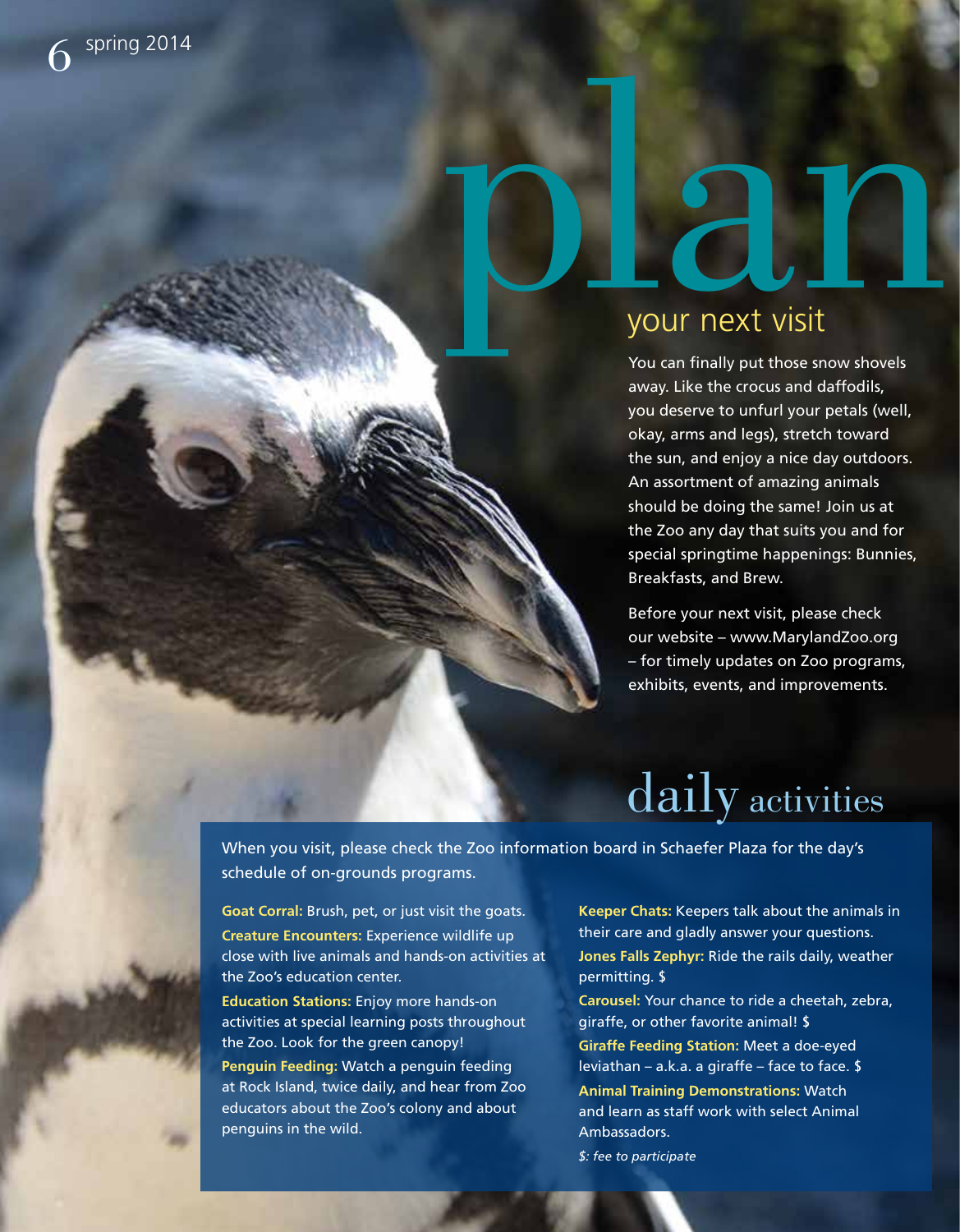# plan
## your next visit

You can finally put those snow shovels away. Like the crocus and daffodils, you deserve to unfurl your petals (well, okay, arms and legs), stretch toward the sun, and enjoy a nice day outdoors. An assortment of amazing animals should be doing the same! Join us at the Zoo any day that suits you and for special springtime happenings: Bunnies, Breakfasts, and Brew.

Before your next visit, please check our website – www.MarylandZoo.org – for timely updates on Zoo programs, exhibits, events, and improvements.

## daily activities

When you visit, please check the Zoo information board in Schaefer Plaza for the day's schedule of on-grounds programs.

**Goat Corral:** Brush, pet, or just visit the goats.

**Creature Encounters:** Experience wildlife up close with live animals and hands-on activities at the Zoo's education center.

**Education Stations:** Enjoy more hands-on activities at special learning posts throughout the Zoo. Look for the green canopy!

**Penguin Feeding:** Watch a penguin feeding at Rock Island, twice daily, and hear from Zoo educators about the Zoo's colony and about penguins in the wild.

**Keeper Chats:** Keepers talk about the animals in their care and gladly answer your questions.

**Jones Falls Zephyr:** Ride the rails daily, weather permitting. $

**Carousel:** Your chance to ride a cheetah, zebra, giraffe, or other favorite animal! $

**Giraffe Feeding Station:** Meet a doe-eyed leviathan – a.k.a. a giraffe – face to face. $

**Animal Training Demonstrations:** Watch and learn as staff work with select Animal Ambassadors.

*$: fee to participate*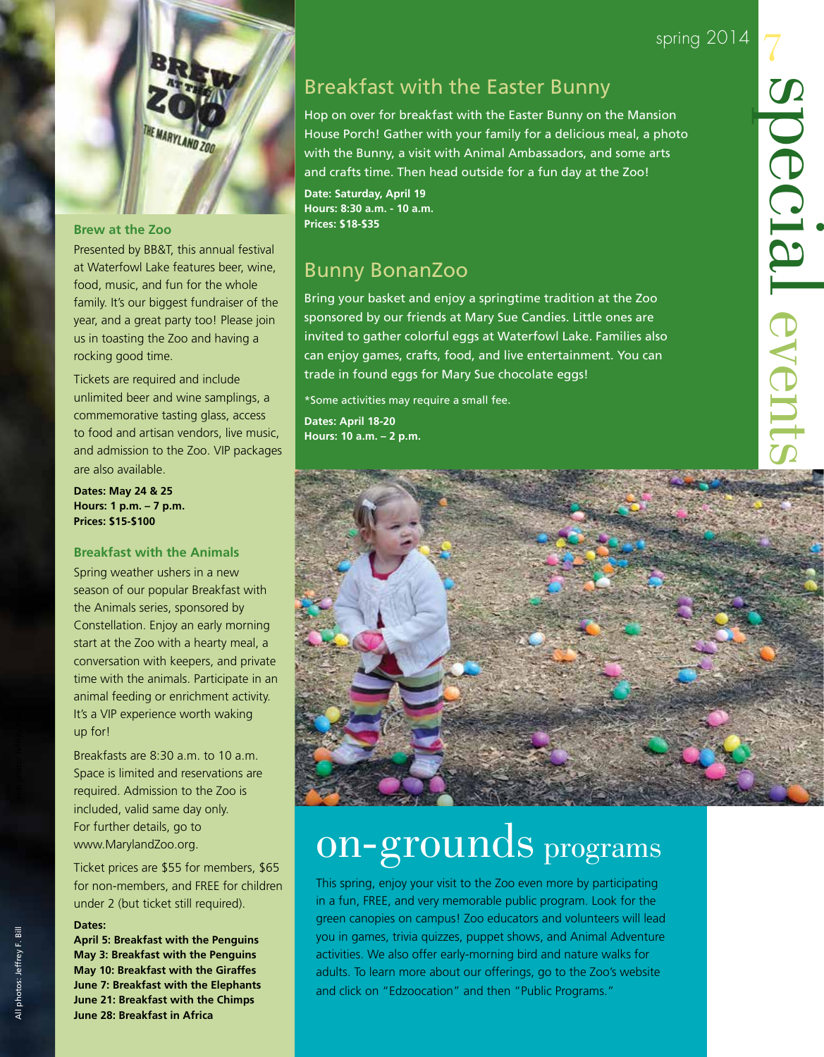# special events

## Brew at the Zoo

Presented by BB&T, this annual festival at Waterfowl Lake features beer, wine, food, music, and fun for the whole family. It's our biggest fundraiser of the year, and a great party too! Please join us in toasting the Zoo and having a rocking good time.

Tickets are required and include unlimited beer and wine samplings, a commemorative tasting glass, access to food and artisan vendors, live music, and admission to the Zoo. VIP packages are also available.

**Dates: May 24 & 25**
**Hours: 1 p.m. – 7 p.m.**
**Prices: $15-$100**

## Breakfast with the Animals

Spring weather ushers in a new season of our popular Breakfast with the Animals series, sponsored by Constellation. Enjoy an early morning start at the Zoo with a hearty meal, a conversation with keepers, and private time with the animals. Participate in an animal feeding or enrichment activity. It's a VIP experience worth waking up for!

Breakfasts are 8:30 a.m. to 10 a.m. Space is limited and reservations are required. Admission to the Zoo is included, valid same day only. For further details, go to www.MarylandZoo.org.

Ticket prices are $55 for members, $65 for non-members, and FREE for children under 2 (but ticket still required).

**Dates:**
**April 5: Breakfast with the Penguins**
**May 3: Breakfast with the Penguins**
**May 10: Breakfast with the Giraffes**
**June 7: Breakfast with the Elephants**
**June 21: Breakfast with the Chimps**
**June 28: Breakfast in Africa**

## Breakfast with the Easter Bunny

Hop on over for breakfast with the Easter Bunny on the Mansion House Porch! Gather with your family for a delicious meal, a photo with the Bunny, a visit with Animal Ambassadors, and some arts and crafts time. Then head outside for a fun day at the Zoo!

**Date: Saturday, April 19**
**Hours: 8:30 a.m. - 10 a.m.**
**Prices: $18-$35**

## Bunny BonanZoo

Bring your basket and enjoy a springtime tradition at the Zoo sponsored by our friends at Mary Sue Candies. Little ones are invited to gather colorful eggs at Waterfowl Lake. Families also can enjoy games, crafts, food, and live entertainment. You can trade in found eggs for Mary Sue chocolate eggs!

*Some activities may require a small fee.

**Dates: April 18-20**
**Hours: 10 a.m. – 2 p.m.**

# on-grounds programs

This spring, enjoy your visit to the Zoo even more by participating in a fun, FREE, and very memorable public program. Look for the green canopies on campus! Zoo educators and volunteers will lead you in games, trivia quizzes, puppet shows, and Animal Adventure activities. We also offer early-morning bird and nature walks for adults. To learn more about our offerings, go to the Zoo's website and click on "Edzoocation" and then "Public Programs."

All photos: Jeffrey F. Bill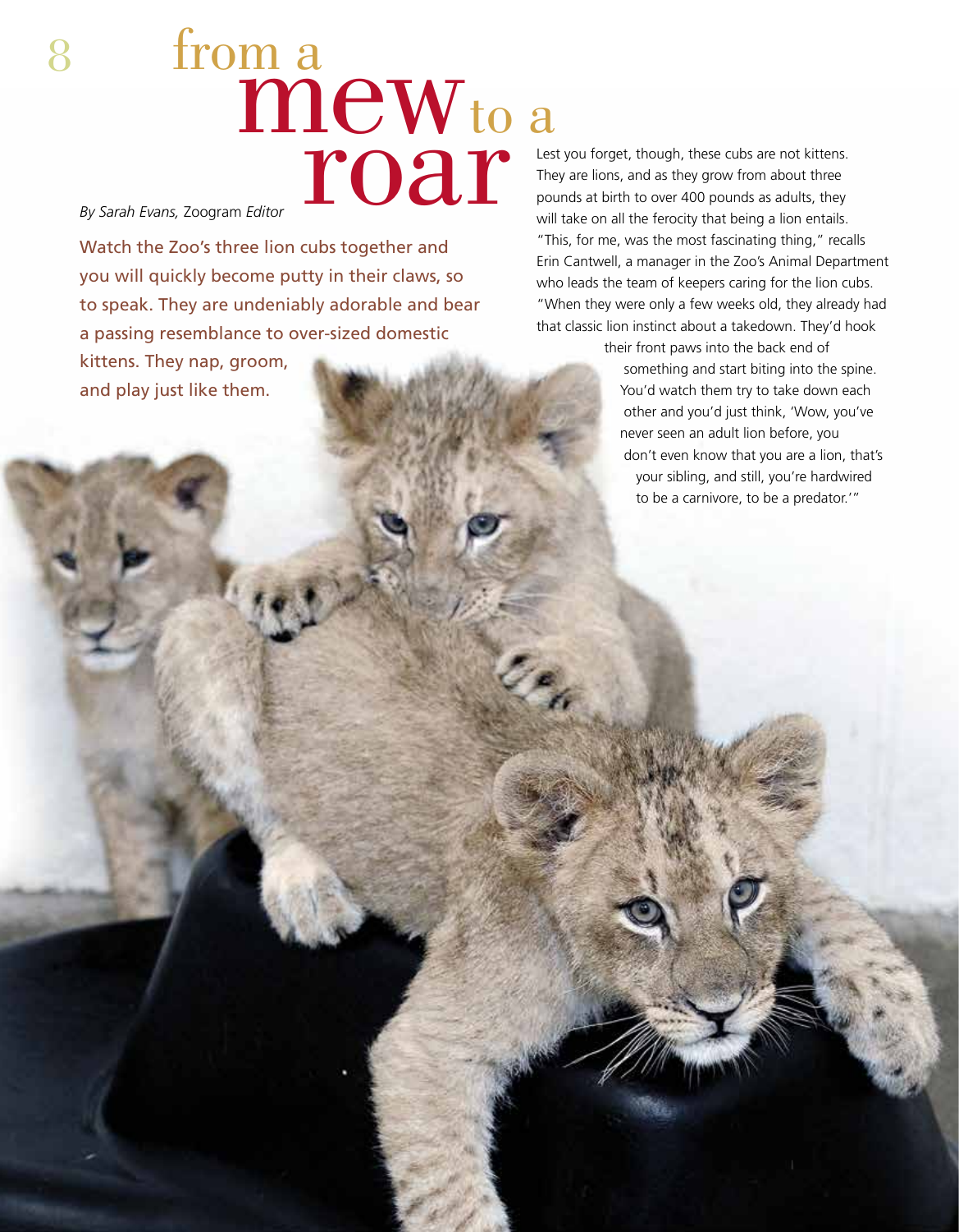# from a mew to a roar

*By Sarah Evans,* Zoogram *Editor*

Watch the Zoo's three lion cubs together and you will quickly become putty in their claws, so to speak. They are undeniably adorable and bear a passing resemblance to over-sized domestic kittens. They nap, groom, and play just like them.

Lest you forget, though, these cubs are not kittens. They are lions, and as they grow from about three pounds at birth to over 400 pounds as adults, they will take on all the ferocity that being a lion entails. "This, for me, was the most fascinating thing," recalls Erin Cantwell, a manager in the Zoo's Animal Department who leads the team of keepers caring for the lion cubs. "When they were only a few weeks old, they already had that classic lion instinct about a takedown. They'd hook their front paws into the back end of something and start biting into the spine. You'd watch them try to take down each other and you'd just think, 'Wow, you've never seen an adult lion before, you don't even know that you are a lion, that's your sibling, and still, you're hardwired to be a carnivore, to be a predator.'"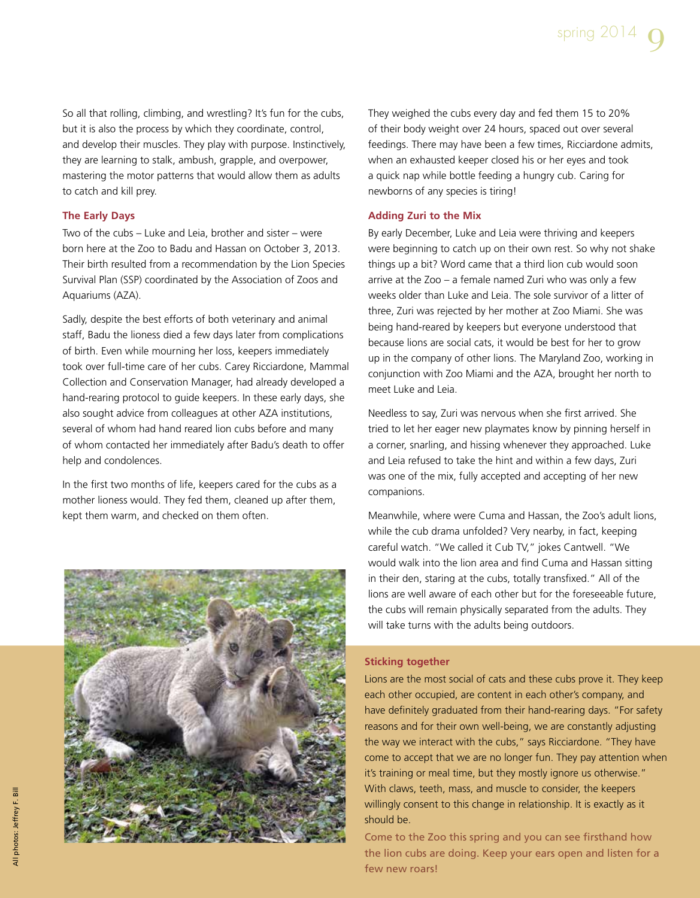So all that rolling, climbing, and wrestling? It's fun for the cubs, but it is also the process by which they coordinate, control, and develop their muscles. They play with purpose. Instinctively, they are learning to stalk, ambush, grapple, and overpower, mastering the motor patterns that would allow them as adults to catch and kill prey.

### The Early Days

Two of the cubs – Luke and Leia, brother and sister – were born here at the Zoo to Badu and Hassan on October 3, 2013. Their birth resulted from a recommendation by the Lion Species Survival Plan (SSP) coordinated by the Association of Zoos and Aquariums (AZA).

Sadly, despite the best efforts of both veterinary and animal staff, Badu the lioness died a few days later from complications of birth. Even while mourning her loss, keepers immediately took over full-time care of her cubs. Carey Ricciardone, Mammal Collection and Conservation Manager, had already developed a hand-rearing protocol to guide keepers. In these early days, she also sought advice from colleagues at other AZA institutions, several of whom had hand reared lion cubs before and many of whom contacted her immediately after Badu's death to offer help and condolences.

In the first two months of life, keepers cared for the cubs as a mother lioness would. They fed them, cleaned up after them, kept them warm, and checked on them often.

They weighed the cubs every day and fed them 15 to 20% of their body weight over 24 hours, spaced out over several feedings. There may have been a few times, Ricciardone admits, when an exhausted keeper closed his or her eyes and took a quick nap while bottle feeding a hungry cub. Caring for newborns of any species is tiring!

### Adding Zuri to the Mix

By early December, Luke and Leia were thriving and keepers were beginning to catch up on their own rest. So why not shake things up a bit? Word came that a third lion cub would soon arrive at the Zoo – a female named Zuri who was only a few weeks older than Luke and Leia. The sole survivor of a litter of three, Zuri was rejected by her mother at Zoo Miami. She was being hand-reared by keepers but everyone understood that because lions are social cats, it would be best for her to grow up in the company of other lions. The Maryland Zoo, working in conjunction with Zoo Miami and the AZA, brought her north to meet Luke and Leia.

Needless to say, Zuri was nervous when she first arrived. She tried to let her eager new playmates know by pinning herself in a corner, snarling, and hissing whenever they approached. Luke and Leia refused to take the hint and within a few days, Zuri was one of the mix, fully accepted and accepting of her new companions.

Meanwhile, where were Cuma and Hassan, the Zoo's adult lions, while the cub drama unfolded? Very nearby, in fact, keeping careful watch. "We called it Cub TV," jokes Cantwell. "We would walk into the lion area and find Cuma and Hassan sitting in their den, staring at the cubs, totally transfixed." All of the lions are well aware of each other but for the foreseeable future, the cubs will remain physically separated from the adults. They will take turns with the adults being outdoors.

### Sticking together

Lions are the most social of cats and these cubs prove it. They keep each other occupied, are content in each other's company, and have definitely graduated from their hand-rearing days. "For safety reasons and for their own well-being, we are constantly adjusting the way we interact with the cubs," says Ricciardone. "They have come to accept that we are no longer fun. They pay attention when it's training or meal time, but they mostly ignore us otherwise." With claws, teeth, mass, and muscle to consider, the keepers willingly consent to this change in relationship. It is exactly as it should be.

Come to the Zoo this spring and you can see firsthand how the lion cubs are doing. Keep your ears open and listen for a few new roars!

All photos: Jeffrey F. Bill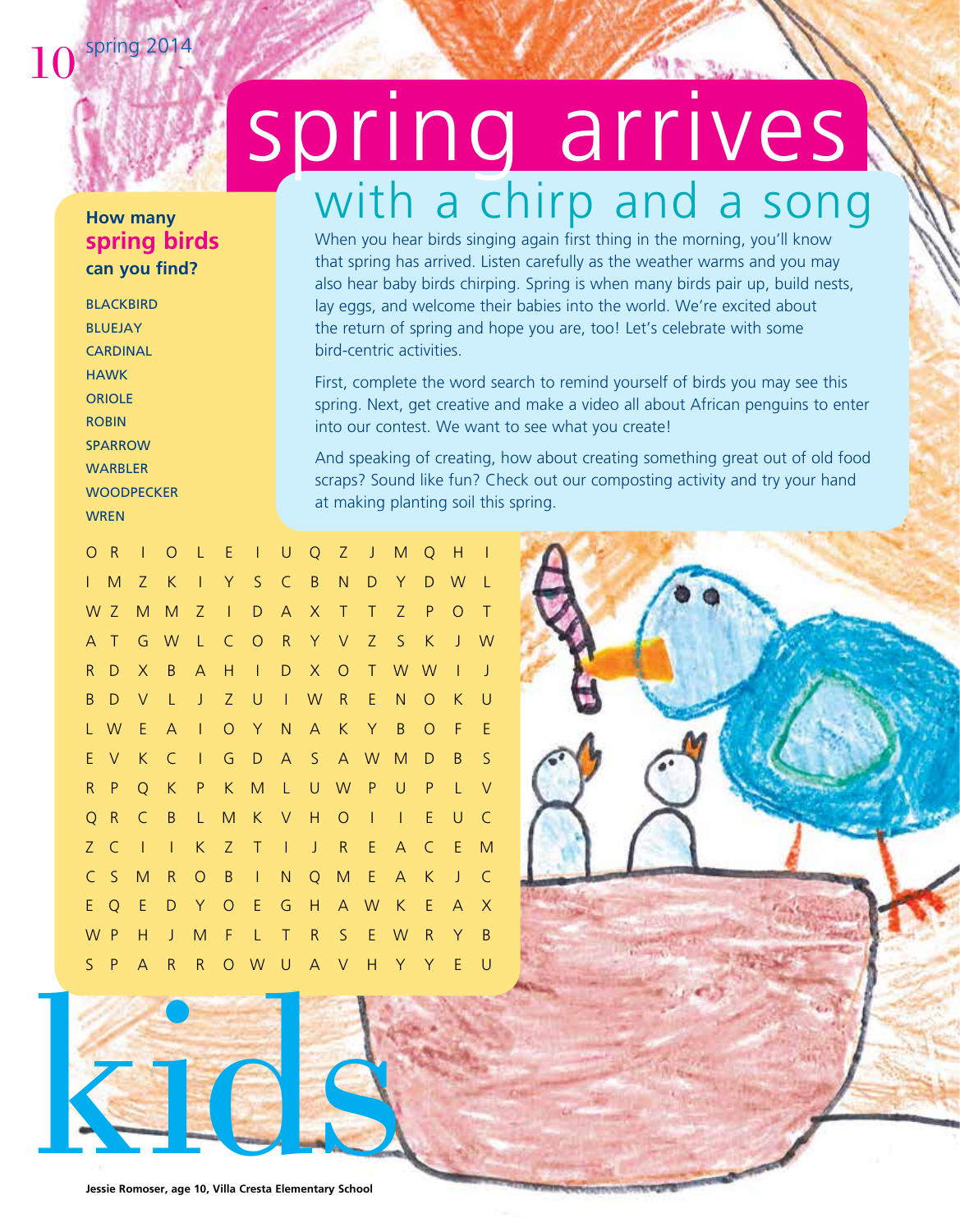# spring arrives

## with a chirp and a song

When you hear birds singing again first thing in the morning, you'll know that spring has arrived. Listen carefully as the weather warms and you may also hear baby birds chirping. Spring is when many birds pair up, build nests, lay eggs, and welcome their babies into the world. We're excited about the return of spring and hope you are, too! Let's celebrate with some bird-centric activities.

First, complete the word search to remind yourself of birds you may see this spring. Next, get creative and make a video all about African penguins to enter into our contest. We want to see what you create!

And speaking of creating, how about creating something great out of old food scraps? Sound like fun? Check out our composting activity and try your hand at making planting soil this spring.

### How many **spring birds** can you find?

BLACKBIRD
BLUEJAY
CARDINAL
HAWK
ORIOLE
ROBIN
SPARROW
WARBLER
WOODPECKER
WREN

```
O R I O L E I U Q Z J M Q H I
I M Z K I Y S C B N D Y D W L
W Z M M Z I D A X T T Z P O T
A T G W L C O R Y V Z S K J W
R D X B A H I D X O T W W I J
B D V L J Z U I W R E N O K U
L W E A I O Y N A K Y B O F E
E V K C I G D A S A W M D B S
R P Q K P K M L U W P U P L V
Q R C B L M K V H O I I E U C
Z C I I K Z T I J R E A C E M
C S M R O B I N Q M E A K J C
E Q E D Y O E G H A W K E A X
W P H J M F L T R S E W R Y B
S P A R R O W U A V H Y Y E U
```

# kids

Jessie Romoser, age 10, Villa Cresta Elementary School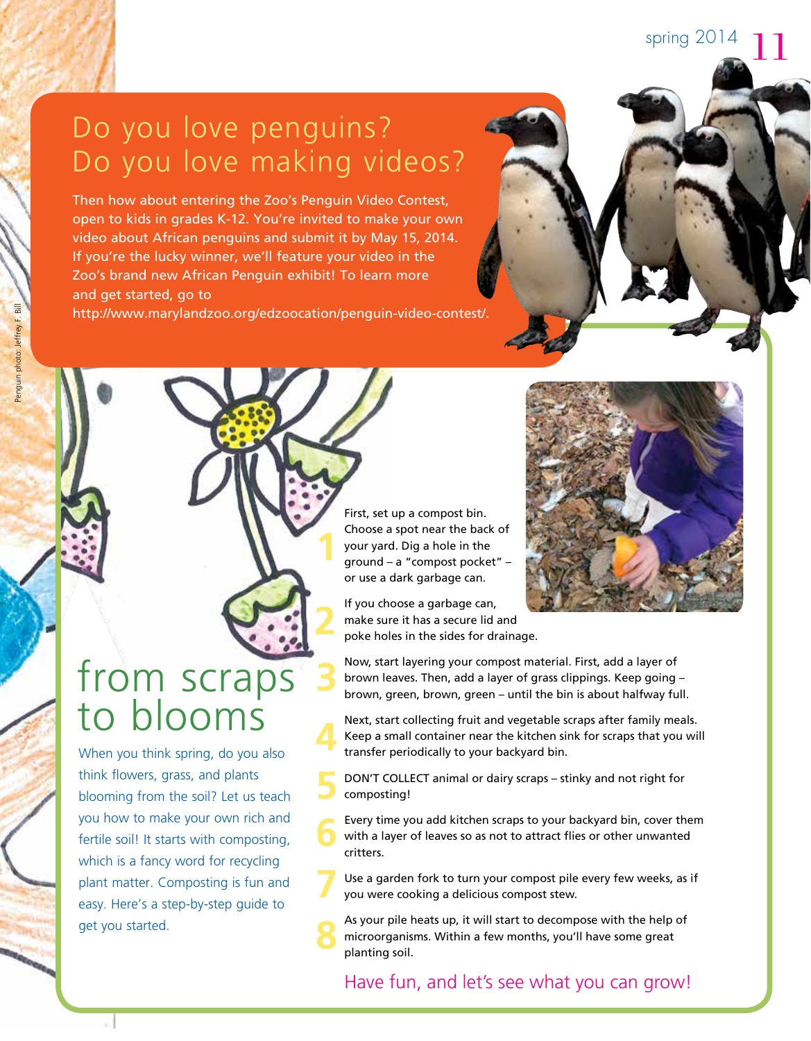## Do you love penguins? Do you love making videos?

Then how about entering the Zoo's Penguin Video Contest, open to kids in grades K-12. You're invited to make your own video about African penguins and submit it by May 15, 2014. If you're the lucky winner, we'll feature your video in the Zoo's brand new African Penguin exhibit! To learn more and get started, go to http://www.marylandzoo.org/edzoocation/penguin-video-contest/.

Penguin photo: Jeffrey F. Bill

# from scraps to blooms

When you think spring, do you also think flowers, grass, and plants blooming from the soil? Let us teach you how to make your own rich and fertile soil! It starts with composting, which is a fancy word for recycling plant matter. Composting is fun and easy. Here's a step-by-step guide to get you started.

1. First, set up a compost bin. Choose a spot near the back of your yard. Dig a hole in the ground – a "compost pocket" – or use a dark garbage can.
2. If you choose a garbage can, make sure it has a secure lid and poke holes in the sides for drainage.
3. Now, start layering your compost material. First, add a layer of brown leaves. Then, add a layer of grass clippings. Keep going – brown, green, brown, green – until the bin is about halfway full.
4. Next, start collecting fruit and vegetable scraps after family meals. Keep a small container near the kitchen sink for scraps that you will transfer periodically to your backyard bin.
5. DON'T COLLECT animal or dairy scraps – stinky and not right for composting!
6. Every time you add kitchen scraps to your backyard bin, cover them with a layer of leaves so as not to attract flies or other unwanted critters.
7. Use a garden fork to turn your compost pile every few weeks, as if you were cooking a delicious compost stew.
8. As your pile heats up, it will start to decompose with the help of microorganisms. Within a few months, you'll have some great planting soil.

Have fun, and let's see what you can grow!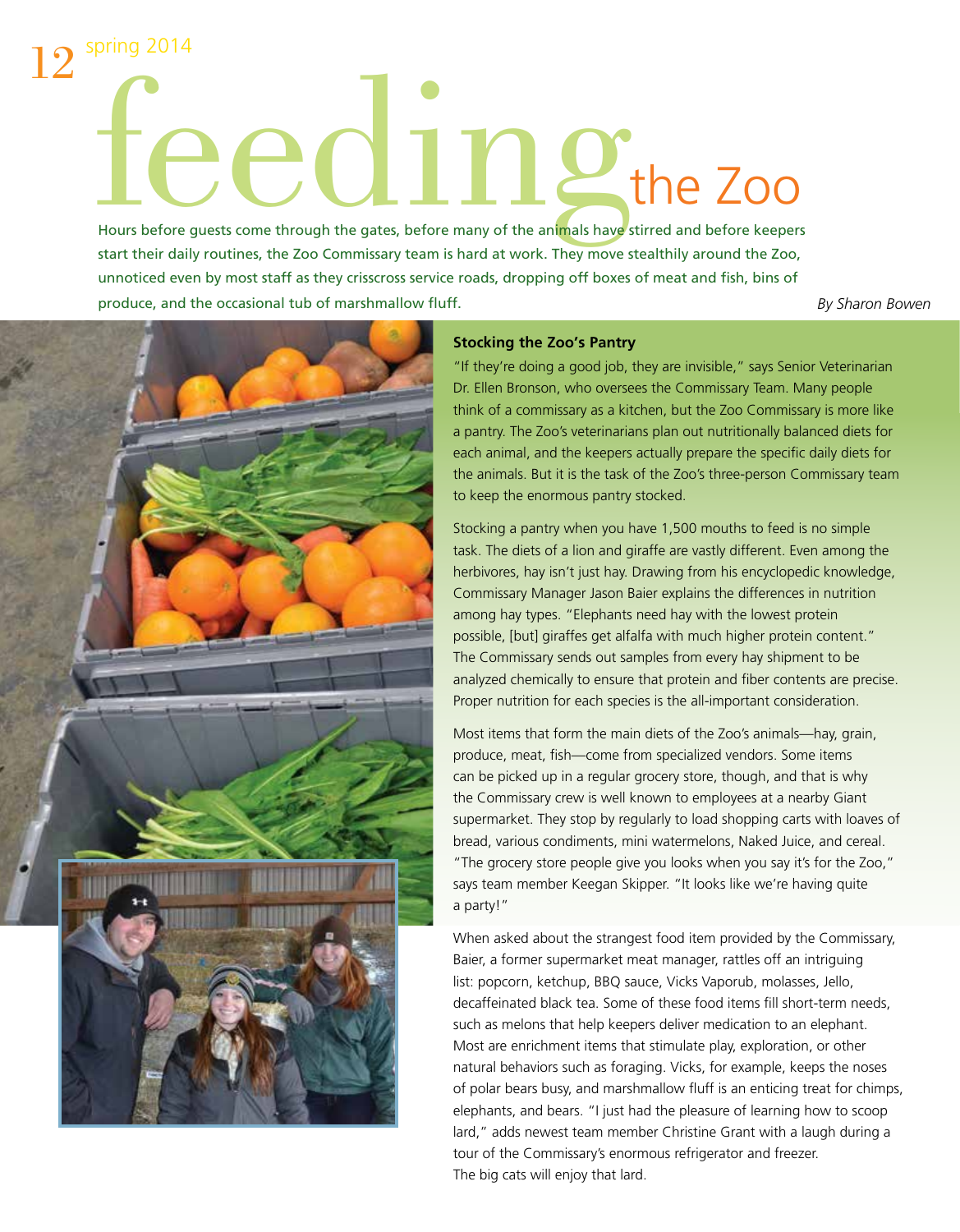# feeding the Zoo

Hours before guests come through the gates, before many of the animals have stirred and before keepers start their daily routines, the Zoo Commissary team is hard at work. They move stealthily around the Zoo, unnoticed even by most staff as they crisscross service roads, dropping off boxes of meat and fish, bins of produce, and the occasional tub of marshmallow fluff.

*By Sharon Bowen*

**Stocking the Zoo's Pantry**

"If they're doing a good job, they are invisible," says Senior Veterinarian Dr. Ellen Bronson, who oversees the Commissary Team. Many people think of a commissary as a kitchen, but the Zoo Commissary is more like a pantry. The Zoo's veterinarians plan out nutritionally balanced diets for each animal, and the keepers actually prepare the specific daily diets for the animals. But it is the task of the Zoo's three-person Commissary team to keep the enormous pantry stocked.

Stocking a pantry when you have 1,500 mouths to feed is no simple task. The diets of a lion and giraffe are vastly different. Even among the herbivores, hay isn't just hay. Drawing from his encyclopedic knowledge, Commissary Manager Jason Baier explains the differences in nutrition among hay types. "Elephants need hay with the lowest protein possible, [but] giraffes get alfalfa with much higher protein content." The Commissary sends out samples from every hay shipment to be analyzed chemically to ensure that protein and fiber contents are precise. Proper nutrition for each species is the all-important consideration.

Most items that form the main diets of the Zoo's animals—hay, grain, produce, meat, fish—come from specialized vendors. Some items can be picked up in a regular grocery store, though, and that is why the Commissary crew is well known to employees at a nearby Giant supermarket. They stop by regularly to load shopping carts with loaves of bread, various condiments, mini watermelons, Naked Juice, and cereal. "The grocery store people give you looks when you say it's for the Zoo," says team member Keegan Skipper. "It looks like we're having quite a party!"

When asked about the strangest food item provided by the Commissary, Baier, a former supermarket meat manager, rattles off an intriguing list: popcorn, ketchup, BBQ sauce, Vicks Vaporub, molasses, Jello, decaffeinated black tea. Some of these food items fill short-term needs, such as melons that help keepers deliver medication to an elephant. Most are enrichment items that stimulate play, exploration, or other natural behaviors such as foraging. Vicks, for example, keeps the noses of polar bears busy, and marshmallow fluff is an enticing treat for chimps, elephants, and bears. "I just had the pleasure of learning how to scoop lard," adds newest team member Christine Grant with a laugh during a tour of the Commissary's enormous refrigerator and freezer. The big cats will enjoy that lard.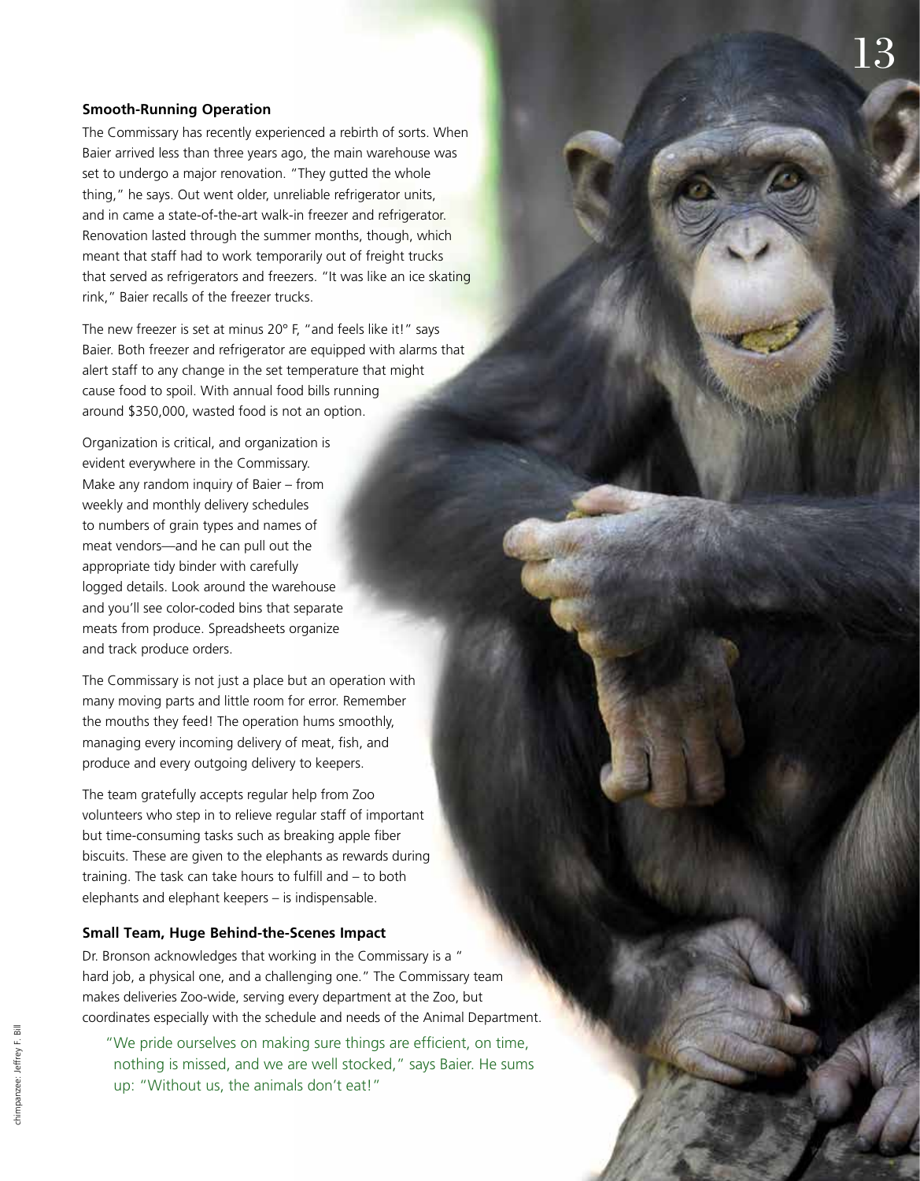### Smooth-Running Operation

The Commissary has recently experienced a rebirth of sorts. When Baier arrived less than three years ago, the main warehouse was set to undergo a major renovation. "They gutted the whole thing," he says. Out went older, unreliable refrigerator units, and in came a state-of-the-art walk-in freezer and refrigerator. Renovation lasted through the summer months, though, which meant that staff had to work temporarily out of freight trucks that served as refrigerators and freezers. "It was like an ice skating rink," Baier recalls of the freezer trucks.

The new freezer is set at minus 20° F, "and feels like it!" says Baier. Both freezer and refrigerator are equipped with alarms that alert staff to any change in the set temperature that might cause food to spoil. With annual food bills running around $350,000, wasted food is not an option.

Organization is critical, and organization is evident everywhere in the Commissary. Make any random inquiry of Baier – from weekly and monthly delivery schedules to numbers of grain types and names of meat vendors—and he can pull out the appropriate tidy binder with carefully logged details. Look around the warehouse and you'll see color-coded bins that separate meats from produce. Spreadsheets organize and track produce orders.

The Commissary is not just a place but an operation with many moving parts and little room for error. Remember the mouths they feed! The operation hums smoothly, managing every incoming delivery of meat, fish, and produce and every outgoing delivery to keepers.

The team gratefully accepts regular help from Zoo volunteers who step in to relieve regular staff of important but time-consuming tasks such as breaking apple fiber biscuits. These are given to the elephants as rewards during training. The task can take hours to fulfill and – to both elephants and elephant keepers – is indispensable.

### Small Team, Huge Behind-the-Scenes Impact

Dr. Bronson acknowledges that working in the Commissary is a " hard job, a physical one, and a challenging one." The Commissary team makes deliveries Zoo-wide, serving every department at the Zoo, but coordinates especially with the schedule and needs of the Animal Department.

> "We pride ourselves on making sure things are efficient, on time, nothing is missed, and we are well stocked," says Baier. He sums up: "Without us, the animals don't eat!"

chimpanzee: Jeffrey F. Bill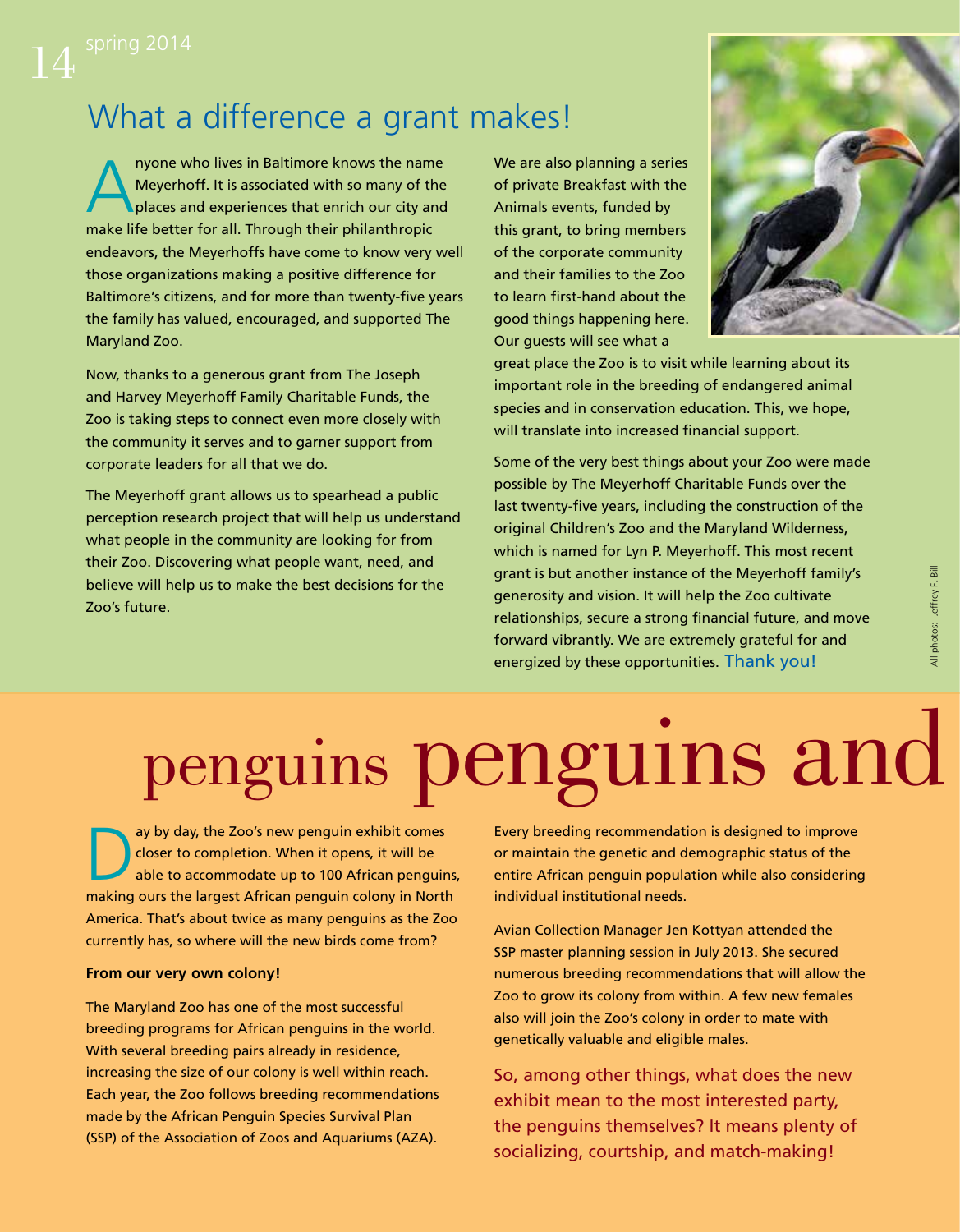## What a difference a grant makes!

Anyone who lives in Baltimore knows the name Meyerhoff. It is associated with so many of the places and experiences that enrich our city and make life better for all. Through their philanthropic endeavors, the Meyerhoffs have come to know very well those organizations making a positive difference for Baltimore's citizens, and for more than twenty-five years the family has valued, encouraged, and supported The Maryland Zoo.

Now, thanks to a generous grant from The Joseph and Harvey Meyerhoff Family Charitable Funds, the Zoo is taking steps to connect even more closely with the community it serves and to garner support from corporate leaders for all that we do.

The Meyerhoff grant allows us to spearhead a public perception research project that will help us understand what people in the community are looking for from their Zoo. Discovering what people want, need, and believe will help us to make the best decisions for the Zoo's future.

We are also planning a series of private Breakfast with the Animals events, funded by this grant, to bring members of the corporate community and their families to the Zoo to learn first-hand about the good things happening here. Our guests will see what a great place the Zoo is to visit while learning about its important role in the breeding of endangered animal species and in conservation education. This, we hope, will translate into increased financial support.

Some of the very best things about your Zoo were made possible by The Meyerhoff Charitable Funds over the last twenty-five years, including the construction of the original Children's Zoo and the Maryland Wilderness, which is named for Lyn P. Meyerhoff. This most recent grant is but another instance of the Meyerhoff family's generosity and vision. It will help the Zoo cultivate relationships, secure a strong financial future, and move forward vibrantly. We are extremely grateful for and energized by these opportunities. Thank you!

All photos: Jeffrey F. Bill

# penguins penguins and

Day by day, the Zoo's new penguin exhibit comes closer to completion. When it opens, it will be able to accommodate up to 100 African penguins, making ours the largest African penguin colony in North America. That's about twice as many penguins as the Zoo currently has, so where will the new birds come from?

**From our very own colony!**

The Maryland Zoo has one of the most successful breeding programs for African penguins in the world. With several breeding pairs already in residence, increasing the size of our colony is well within reach. Each year, the Zoo follows breeding recommendations made by the African Penguin Species Survival Plan (SSP) of the Association of Zoos and Aquariums (AZA).

Every breeding recommendation is designed to improve or maintain the genetic and demographic status of the entire African penguin population while also considering individual institutional needs.

Avian Collection Manager Jen Kottyan attended the SSP master planning session in July 2013. She secured numerous breeding recommendations that will allow the Zoo to grow its colony from within. A few new females also will join the Zoo's colony in order to mate with genetically valuable and eligible males.

So, among other things, what does the new exhibit mean to the most interested party, the penguins themselves? It means plenty of socializing, courtship, and match-making!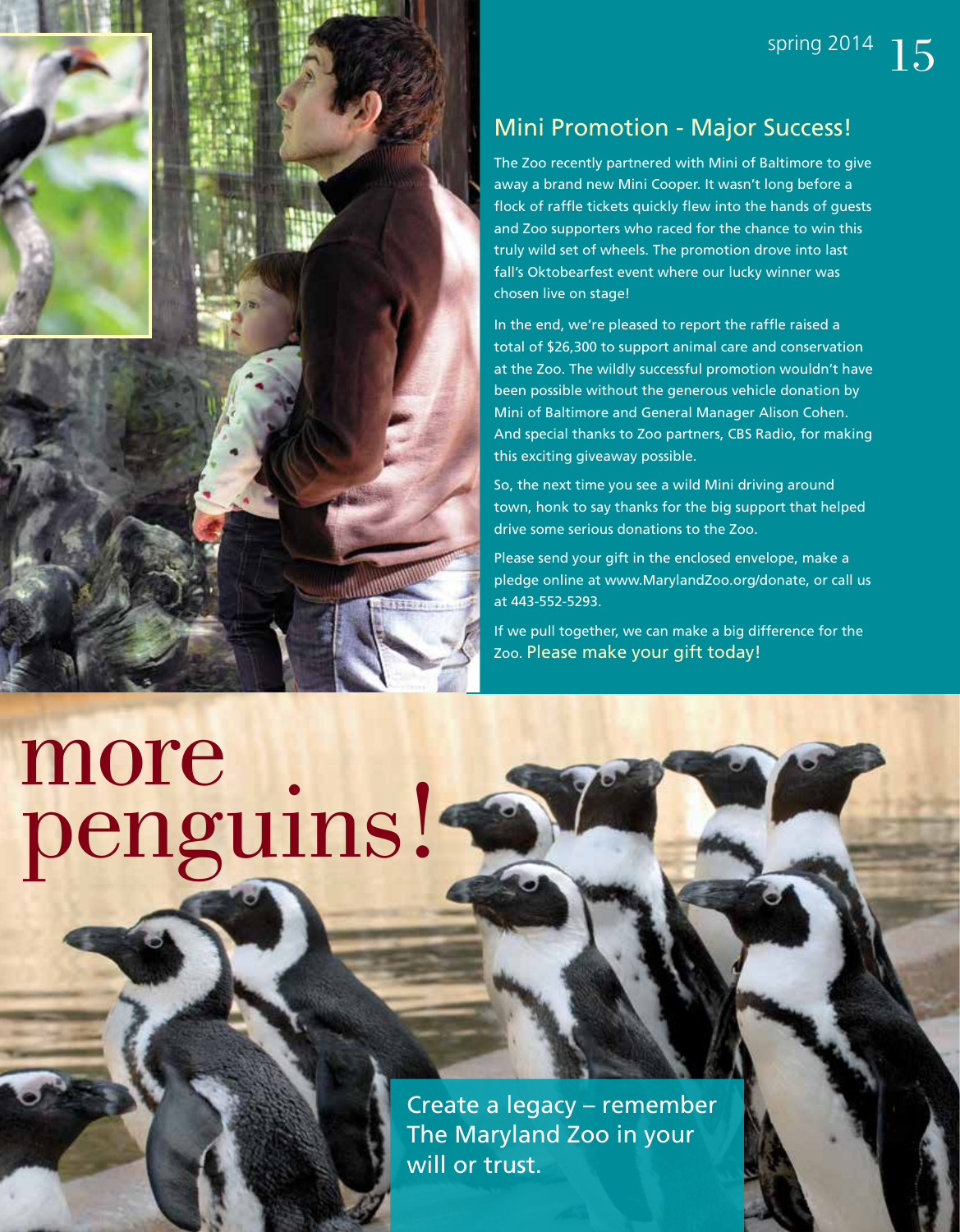## Mini Promotion - Major Success!

The Zoo recently partnered with Mini of Baltimore to give away a brand new Mini Cooper. It wasn't long before a flock of raffle tickets quickly flew into the hands of guests and Zoo supporters who raced for the chance to win this truly wild set of wheels. The promotion drove into last fall's Oktobearfest event where our lucky winner was chosen live on stage!

In the end, we're pleased to report the raffle raised a total of $26,300 to support animal care and conservation at the Zoo. The wildly successful promotion wouldn't have been possible without the generous vehicle donation by Mini of Baltimore and General Manager Alison Cohen. And special thanks to Zoo partners, CBS Radio, for making this exciting giveaway possible.

So, the next time you see a wild Mini driving around town, honk to say thanks for the big support that helped drive some serious donations to the Zoo.

Please send your gift in the enclosed envelope, make a pledge online at www.MarylandZoo.org/donate, or call us at 443-552-5293.

If we pull together, we can make a big difference for the Zoo. Please make your gift today!

# more penguins!

Create a legacy – remember The Maryland Zoo in your will or trust.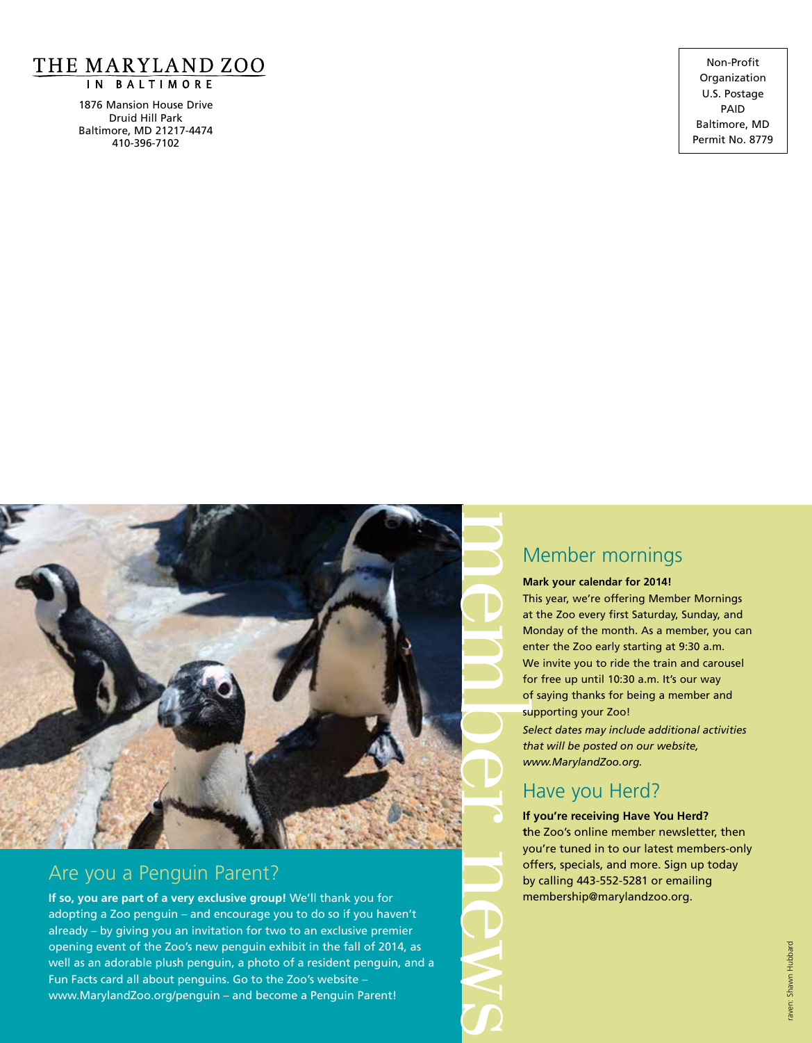THE MARYLAND ZOO
IN BALTIMORE

1876 Mansion House Drive
Druid Hill Park
Baltimore, MD 21217-4474
410-396-7102

Non-Profit
Organization
U.S. Postage
PAID
Baltimore, MD
Permit No. 8779

## Are you a Penguin Parent?

**If so, you are part of a very exclusive group!** We'll thank you for adopting a Zoo penguin – and encourage you to do so if you haven't already – by giving you an invitation for two to an exclusive premier opening event of the Zoo's new penguin exhibit in the fall of 2014, as well as an adorable plush penguin, a photo of a resident penguin, and a Fun Facts card all about penguins. Go to the Zoo's website – www.MarylandZoo.org/penguin – and become a Penguin Parent!

# member news

## Member mornings

**Mark your calendar for 2014!**

This year, we're offering Member Mornings at the Zoo every first Saturday, Sunday, and Monday of the month. As a member, you can enter the Zoo early starting at 9:30 a.m. We invite you to ride the train and carousel for free up until 10:30 a.m. It's our way of saying thanks for being a member and supporting your Zoo!

*Select dates may include additional activities that will be posted on our website, www.MarylandZoo.org.*

## Have you Herd?

**If you're receiving Have You Herd?** the Zoo's online member newsletter, then you're tuned in to our latest members-only offers, specials, and more. Sign up today by calling 443-552-5281 or emailing membership@marylandzoo.org.

raven: Shawn Hubbard